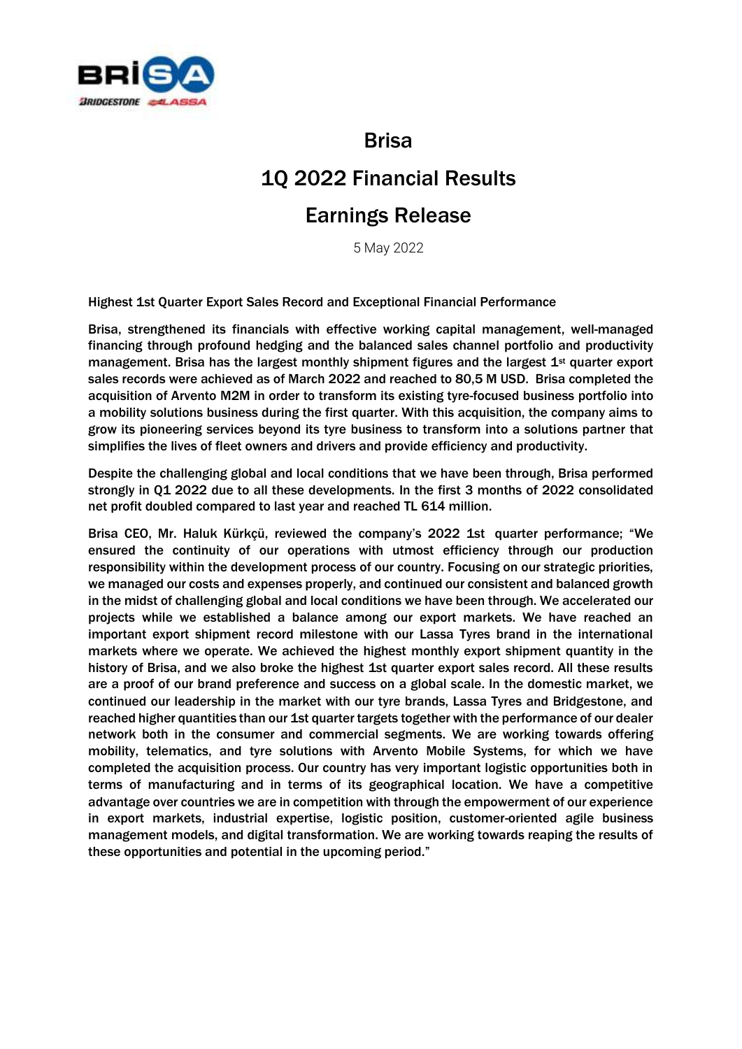# Brisa

# 1Q 2022 Financial Results

# Earnings Release

5 May 2022

**Highest 1st Quarter Export Sales Record and Exceptional Financial Performance**

**Brisa, strengthened its financials with effective working capital management, well-managed financing through profound hedging and the balanced sales channel portfolio and productivity management. Brisa has the largest monthly shipment figures and the largest 1st quarter export sales records were achieved as of March 2022 and reached to 80,5 M USD. Brisa completed the acquisition of Arvento M2M in order to transform its existing tyre-focused business portfolio into a mobility solutions business during the first quarter. With this acquisition, the company aims to grow its pioneering services beyond its tyre business to transform into a solutions partner that simplifies the lives of fleet owners and drivers and provide efficiency and productivity.**

**Despite the challenging global and local conditions that we have been through, Brisa performed strongly in Q1 2022 due to all these developments. In the first 3 months of 2022 consolidated net profit doubled compared to last year and reached TL 614 million.**

**Brisa CEO, Mr. Haluk Kürkçü, reviewed the company's 2022 1st quarter performance; "We ensured the continuity of our operations with utmost efficiency through our production responsibility within the development process of our country. Focusing on our strategic priorities, we managed our costs and expenses properly, and continued our consistent and balanced growth in the midst of challenging global and local conditions we have been through. We accelerated our projects while we established a balance among our export markets. We have reached an important export shipment record milestone with our Lassa Tyres brand in the international markets where we operate. We achieved the highest monthly export shipment quantity in the history of Brisa, and we also broke the highest 1st quarter export sales record. All these results are a proof of our brand preference and success on a global scale. In the domestic market, we continued our leadership in the market with our tyre brands, Lassa Tyres and Bridgestone, and reached higher quantities than our 1st quarter targets together with the performance of our dealer network both in the consumer and commercial segments. We are working towards offering mobility, telematics, and tyre solutions with Arvento Mobile Systems, for which we have completed the acquisition process. Our country has very important logistic opportunities both in terms of manufacturing and in terms of its geographical location. We have a competitive advantage over countries we are in competition with through the empowerment of our experience in export markets, industrial expertise, logistic position, customer-oriented agile business management models, and digital transformation. We are working towards reaping the results of these opportunities and potential in the upcoming period."**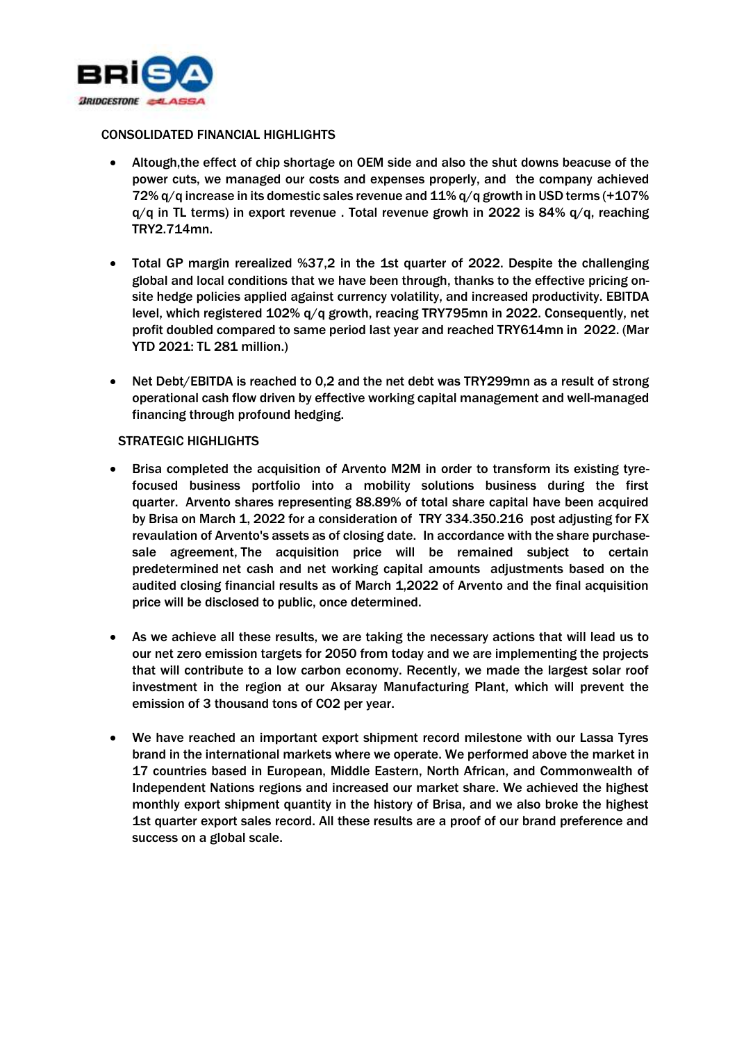## CONSOLIDATED FINANCIAL HIGHLIGHTS

- **Altough,the effect of chip shortage on OEM side and also the shut downs beacuse of the power cuts, we managed our costs and expenses properly, and the company achieved 72% q/q increase in its domestic sales revenue and 11% q/q growth in USD terms (+107% q/q in TL terms) in export revenue . Total revenue growh in 2022 is 84% q/q, reaching TRY2.714mn.**

- **Total GP margin rerealized %37,2 in the 1st quarter of 2022. Despite the challenging global and local conditions that we have been through, thanks to the effective pricing on-site hedge policies applied against currency volatility, and increased productivity. EBITDA level, which registered 102% q/q growth, reacing TRY795mn in 2022. Consequently, net profit doubled compared to same period last year and reached TRY614mn in 2022. (Mar YTD 2021: TL 281 million.)**

- **Net Debt/EBITDA is reached to 0,2 and the net debt was TRY299mn as a result of strong operational cash flow driven by effective working capital management and well-managed financing through profound hedging.**

## STRATEGIC HIGHLIGHTS

- **Brisa completed the acquisition of Arvento M2M in order to transform its existing tyre-focused business portfolio into a mobility solutions business during the first quarter. Arvento shares representing 88.89% of total share capital have been acquired by Brisa on March 1, 2022 for a consideration of TRY 334.350.216 post adjusting for FX revaulation of Arvento's assets as of closing date. In accordance with the share purchase-sale agreement, The acquisition price will be remained subject to certain predetermined net cash and net working capital amounts adjustments based on the audited closing financial results as of March 1,2022 of Arvento and the final acquisition price will be disclosed to public, once determined.**

- **As we achieve all these results, we are taking the necessary actions that will lead us to our net zero emission targets for 2050 from today and we are implementing the projects that will contribute to a low carbon economy. Recently, we made the largest solar roof investment in the region at our Aksaray Manufacturing Plant, which will prevent the emission of 3 thousand tons of $CO_2$ per year.**

- **We have reached an important export shipment record milestone with our Lassa Tyres brand in the international markets where we operate. We performed above the market in 17 countries based in European, Middle Eastern, North African, and Commonwealth of Independent Nations regions and increased our market share. We achieved the highest monthly export shipment quantity in the history of Brisa, and we also broke the highest 1st quarter export sales record. All these results are a proof of our brand preference and success on a global scale.**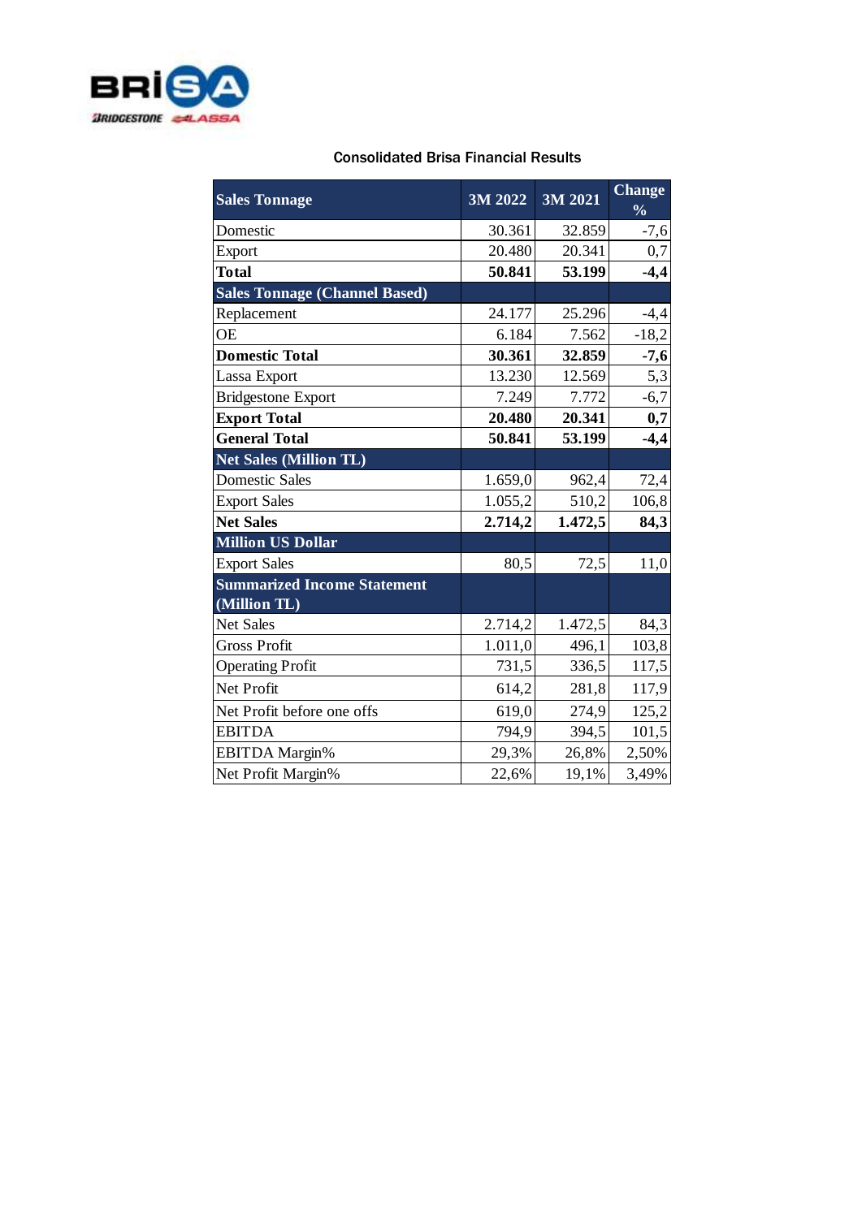Consolidated Brisa Financial Results

| **Sales Tonnage** | **3M 2022** | **3M 2021** | **Change %** |
|---|---|---|---|
| Domestic | 30.361 | 32.859 | -7,6 |
| Export | 20.480 | 20.341 | 0,7 |
| **Total** | **50.841** | **53.199** | **-4,4** |
| **Sales Tonnage (Channel Based)** | | | |
| Replacement | 24.177 | 25.296 | -4,4 |
| OE | 6.184 | 7.562 | -18,2 |
| **Domestic Total** | **30.361** | **32.859** | **-7,6** |
| Lassa Export | 13.230 | 12.569 | 5,3 |
| Bridgestone Export | 7.249 | 7.772 | -6,7 |
| **Export Total** | **20.480** | **20.341** | **0,7** |
| **General Total** | **50.841** | **53.199** | **-4,4** |
| **Net Sales (Million TL)** | | | |
| Domestic Sales | 1.659,0 | 962,4 | 72,4 |
| Export Sales | 1.055,2 | 510,2 | 106,8 |
| **Net Sales** | **2.714,2** | **1.472,5** | **84,3** |
| **Million US Dollar** | | | |
| Export Sales | 80,5 | 72,5 | 11,0 |
| **Summarized Income Statement (Million TL)** | | | |
| Net Sales | 2.714,2 | 1.472,5 | 84,3 |
| Gross Profit | 1.011,0 | 496,1 | 103,8 |
| Operating Profit | 731,5 | 336,5 | 117,5 |
| Net Profit | 614,2 | 281,8 | 117,9 |
| Net Profit before one offs | 619,0 | 274,9 | 125,2 |
| EBITDA | 794,9 | 394,5 | 101,5 |
| EBITDA Margin% | 29,3% | 26,8% | 2,50% |
| Net Profit Margin% | 22,6% | 19,1% | 3,49% |